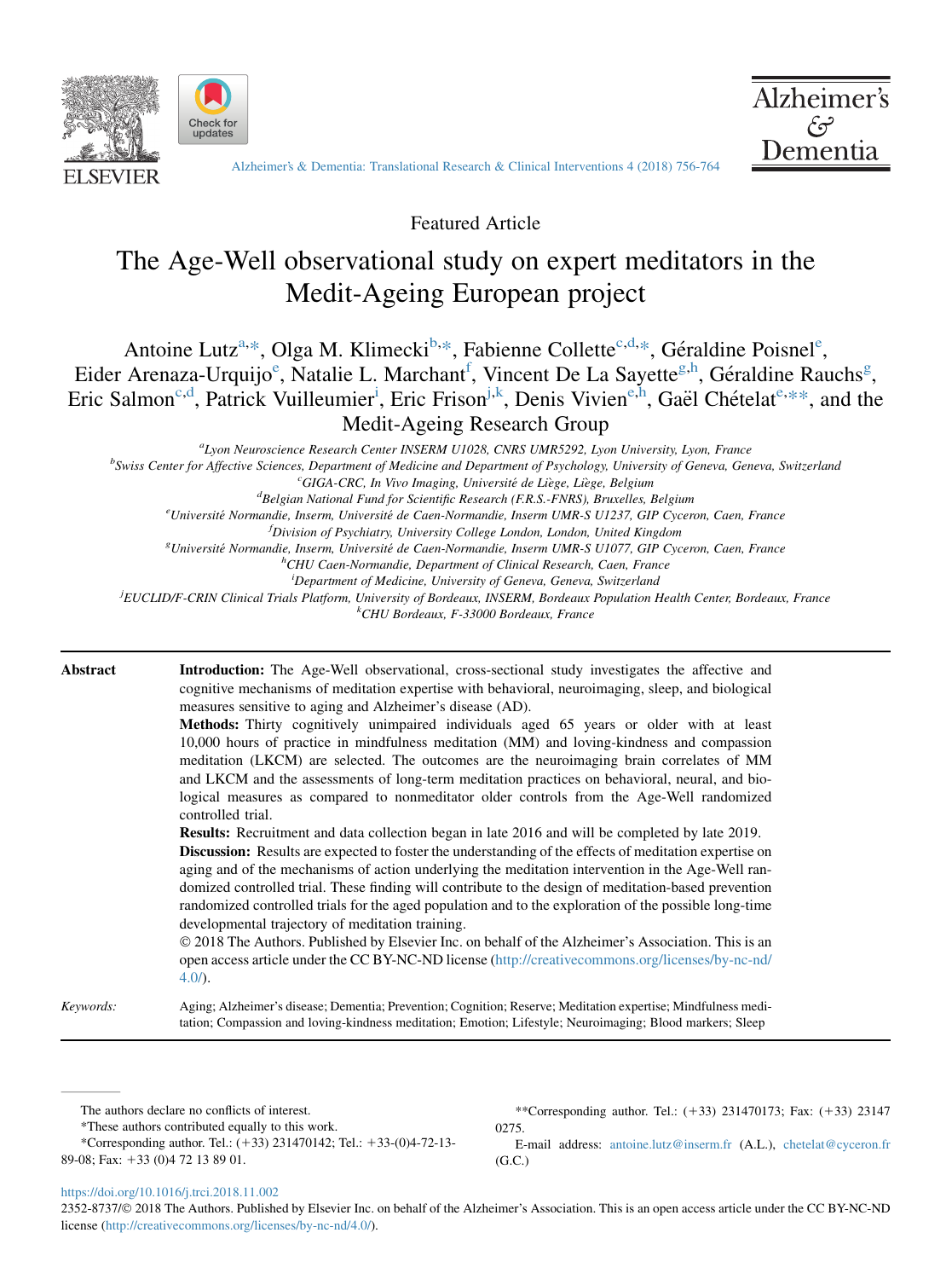Featured Article

# The Age-Well observational study on expert meditators in the Medit-Ageing European project

Antoine Lutz[a,*], Olga M. Klimecki[b,*], Fabienne Collette[c,d,*], Géraldine Poisnel[e], Eider Arenaza-Urquijo[e], Natalie L. Marchant[f], Vincent De La Sayette[g,h], Géraldine Rauchs[g], Eric Salmon[c,d], Patrick Vuilleumier[i], Eric Frison[j,k], Denis Vivien[e,h], Gaël Chételat[e,**], and the Medit-Ageing Research Group

[a]*Lyon Neuroscience Research Center INSERM U1028, CNRS UMR5292, Lyon University, Lyon, France*
[b]*Swiss Center for Affective Sciences, Department of Medicine and Department of Psychology, University of Geneva, Geneva, Switzerland*
[c]*GIGA-CRC, In Vivo Imaging, Université de Liège, Liège, Belgium*
[d]*Belgian National Fund for Scientific Research (F.R.S.-FNRS), Bruxelles, Belgium*
[e]*Université Normandie, Inserm, Université de Caen-Normandie, Inserm UMR-S U1237, GIP Cyceron, Caen, France*
[f]*Division of Psychiatry, University College London, London, United Kingdom*
[g]*Université Normandie, Inserm, Université de Caen-Normandie, Inserm UMR-S U1077, GIP Cyceron, Caen, France*
[h]*CHU Caen-Normandie, Department of Clinical Research, Caen, France*
[i]*Department of Medicine, University of Geneva, Geneva, Switzerland*
[j]*EUCLID/F-CRIN Clinical Trials Platform, University of Bordeaux, INSERM, Bordeaux Population Health Center, Bordeaux, France*
[k]*CHU Bordeaux, F-33000 Bordeaux, France*

**Abstract**

**Introduction:** The Age-Well observational, cross-sectional study investigates the affective and cognitive mechanisms of meditation expertise with behavioral, neuroimaging, sleep, and biological measures sensitive to aging and Alzheimer's disease (AD).

**Methods:** Thirty cognitively unimpaired individuals aged 65 years or older with at least 10,000 hours of practice in mindfulness meditation (MM) and loving-kindness and compassion meditation (LKCM) are selected. The outcomes are the neuroimaging brain correlates of MM and LKCM and the assessments of long-term meditation practices on behavioral, neural, and biological measures as compared to nonmeditator older controls from the Age-Well randomized controlled trial.

**Results:** Recruitment and data collection began in late 2016 and will be completed by late 2019.

**Discussion:** Results are expected to foster the understanding of the effects of meditation expertise on aging and of the mechanisms of action underlying the meditation intervention in the Age-Well randomized controlled trial. These finding will contribute to the design of meditation-based prevention randomized controlled trials for the aged population and to the exploration of the possible long-time developmental trajectory of meditation training.

© 2018 The Authors. Published by Elsevier Inc. on behalf of the Alzheimer's Association. This is an open access article under the CC BY-NC-ND license (http://creativecommons.org/licenses/by-nc-nd/4.0/).

*Keywords:* Aging; Alzheimer's disease; Dementia; Prevention; Cognition; Reserve; Meditation expertise; Mindfulness meditation; Compassion and loving-kindness meditation; Emotion; Lifestyle; Neuroimaging; Blood markers; Sleep

---

The authors declare no conflicts of interest.

*These authors contributed equally to this work.

*Corresponding author. Tel.: (+33) 231470142; Tel.: +33-(0)4-72-13-89-08; Fax: +33 (0)4 72 13 89 01.

**Corresponding author. Tel.: (+33) 231470173; Fax: (+33) 231470275.

E-mail address: antoine.lutz@inserm.fr (A.L.), chetelat@cyceron.fr (G.C.)

https://doi.org/10.1016/j.trci.2018.11.002

2352-8737/© 2018 The Authors. Published by Elsevier Inc. on behalf of the Alzheimer's Association. This is an open access article under the CC BY-NC-ND license (http://creativecommons.org/licenses/by-nc-nd/4.0/).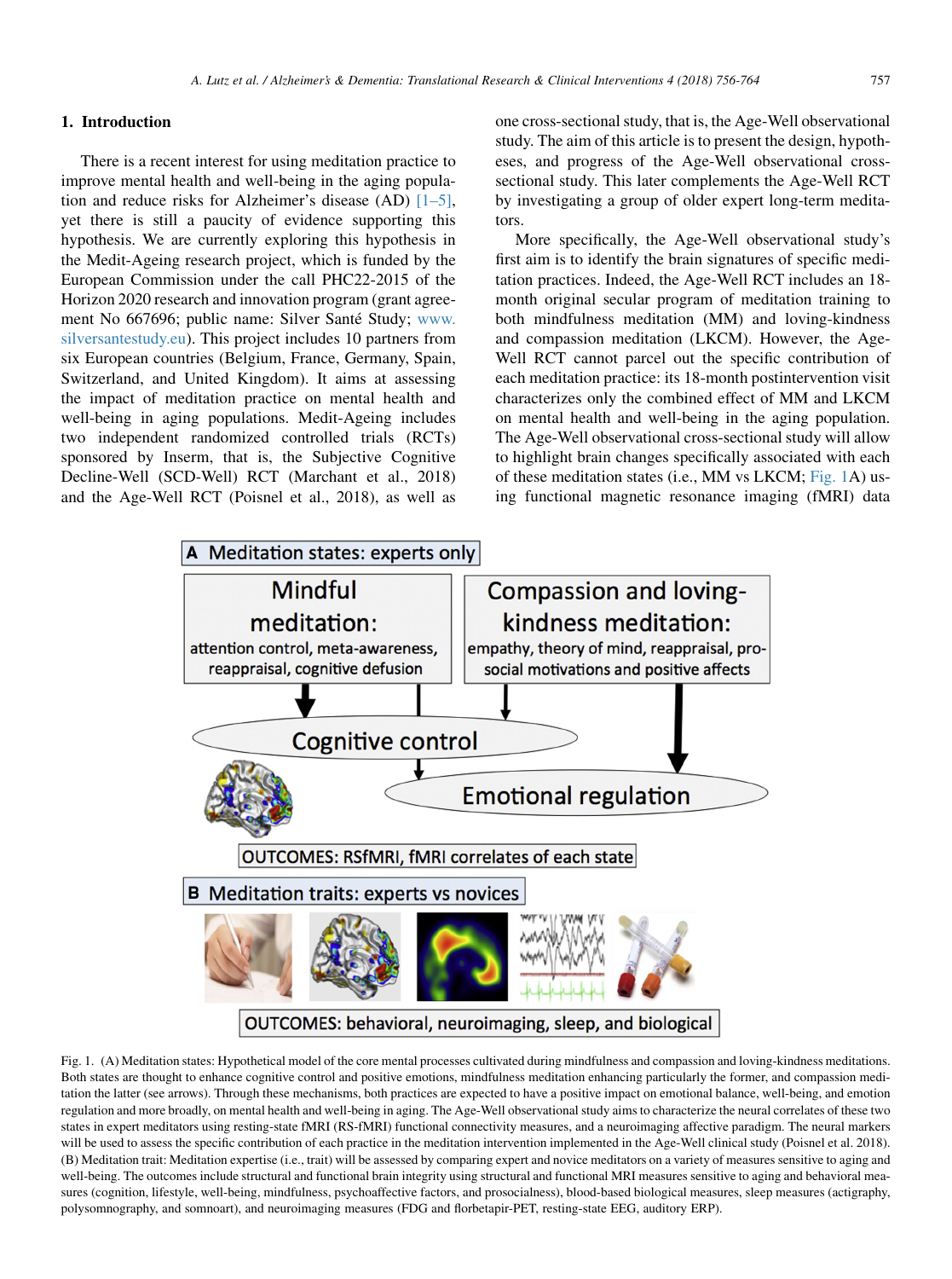## 1. Introduction

There is a recent interest for using meditation practice to improve mental health and well-being in the aging population and reduce risks for Alzheimer's disease (AD) [1–5], yet there is still a paucity of evidence supporting this hypothesis. We are currently exploring this hypothesis in the Medit-Ageing research project, which is funded by the European Commission under the call PHC22-2015 of the Horizon 2020 research and innovation program (grant agreement No 667696; public name: Silver Santé Study; www.silversantestudy.eu). This project includes 10 partners from six European countries (Belgium, France, Germany, Spain, Switzerland, and United Kingdom). It aims at assessing the impact of meditation practice on mental health and well-being in aging populations. Medit-Ageing includes two independent randomized controlled trials (RCTs) sponsored by Inserm, that is, the Subjective Cognitive Decline-Well (SCD-Well) RCT (Marchant et al., 2018) and the Age-Well RCT (Poisnel et al., 2018), as well as one cross-sectional study, that is, the Age-Well observational study. The aim of this article is to present the design, hypotheses, and progress of the Age-Well observational cross-sectional study. This later complements the Age-Well RCT by investigating a group of older expert long-term meditators.

More specifically, the Age-Well observational study's first aim is to identify the brain signatures of specific meditation practices. Indeed, the Age-Well RCT includes an 18-month original secular program of meditation training to both mindfulness meditation (MM) and loving-kindness and compassion meditation (LKCM). However, the Age-Well RCT cannot parcel out the specific contribution of each meditation practice: its 18-month postintervention visit characterizes only the combined effect of MM and LKCM on mental health and well-being in the aging population. The Age-Well observational cross-sectional study will allow to highlight brain changes specifically associated with each of these meditation states (i.e., MM vs LKCM; Fig. 1A) using functional magnetic resonance imaging (fMRI) data

Fig. 1. (A) Meditation states: Hypothetical model of the core mental processes cultivated during mindfulness and compassion and loving-kindness meditations. Both states are thought to enhance cognitive control and positive emotions, mindfulness meditation enhancing particularly the former, and compassion meditation the latter (see arrows). Through these mechanisms, both practices are expected to have a positive impact on emotional balance, well-being, and emotion regulation and more broadly, on mental health and well-being in aging. The Age-Well observational study aims to characterize the neural correlates of these two states in expert meditators using resting-state fMRI (RS-fMRI) functional connectivity measures, and a neuroimaging affective paradigm. The neural markers will be used to assess the specific contribution of each practice in the meditation intervention implemented in the Age-Well clinical study (Poisnel et al. 2018). (B) Meditation trait: Meditation expertise (i.e., trait) will be assessed by comparing expert and novice meditators on a variety of measures sensitive to aging and well-being. The outcomes include structural and functional brain integrity using structural and functional MRI measures sensitive to aging and behavioral measures (cognition, lifestyle, well-being, mindfulness, psychoaffective factors, and prosocialness), blood-based biological measures, sleep measures (actigraphy, polysomnography, and somnoart), and neuroimaging measures (FDG and florbetapir-PET, resting-state EEG, auditory ERP).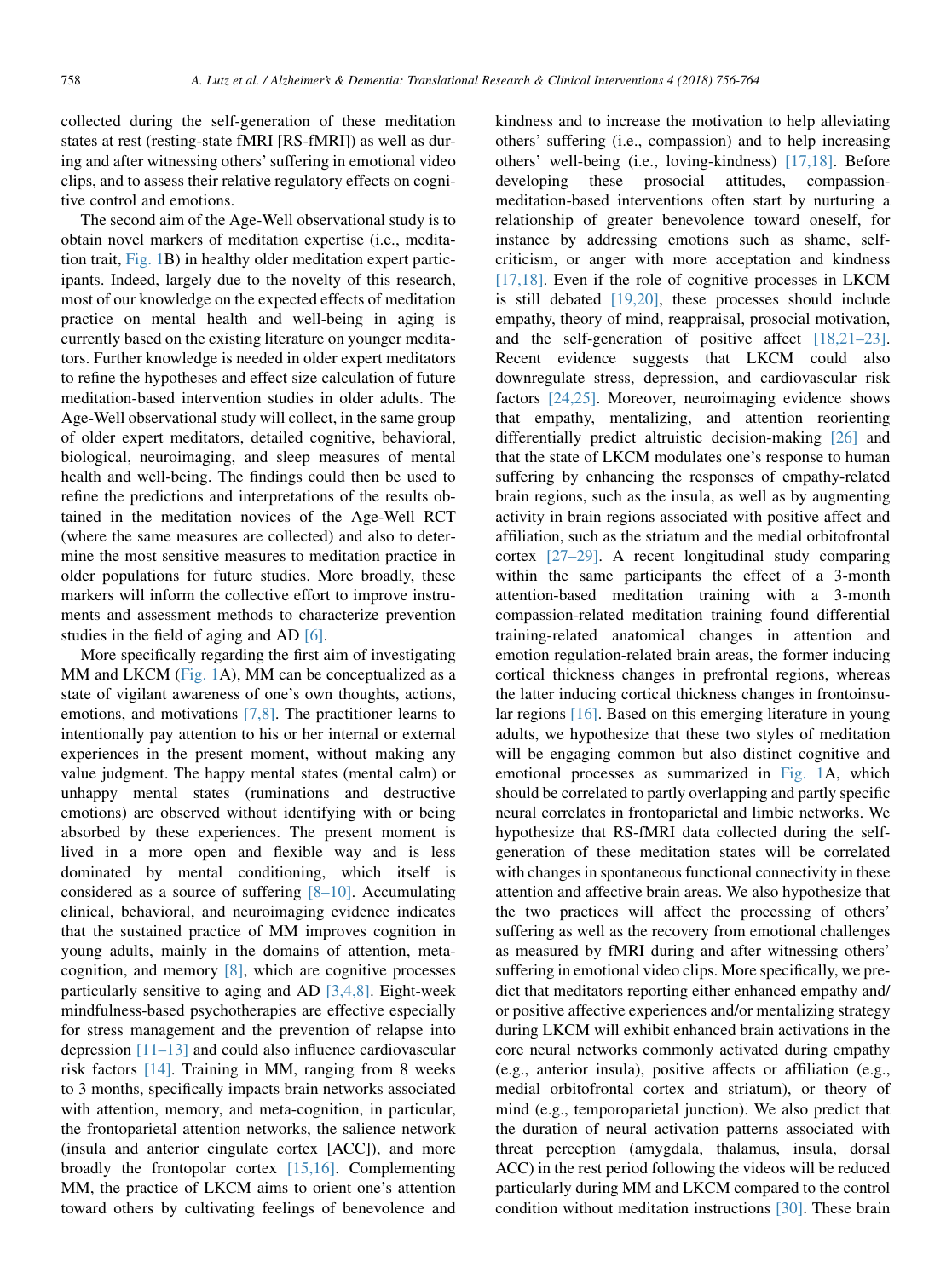collected during the self-generation of these meditation states at rest (resting-state fMRI [RS-fMRI]) as well as during and after witnessing others' suffering in emotional video clips, and to assess their relative regulatory effects on cognitive control and emotions.

The second aim of the Age-Well observational study is to obtain novel markers of meditation expertise (i.e., meditation trait, Fig. 1B) in healthy older meditation expert participants. Indeed, largely due to the novelty of this research, most of our knowledge on the expected effects of meditation practice on mental health and well-being in aging is currently based on the existing literature on younger meditators. Further knowledge is needed in older expert meditators to refine the hypotheses and effect size calculation of future meditation-based intervention studies in older adults. The Age-Well observational study will collect, in the same group of older expert meditators, detailed cognitive, behavioral, biological, neuroimaging, and sleep measures of mental health and well-being. The findings could then be used to refine the predictions and interpretations of the results obtained in the meditation novices of the Age-Well RCT (where the same measures are collected) and also to determine the most sensitive measures to meditation practice in older populations for future studies. More broadly, these markers will inform the collective effort to improve instruments and assessment methods to characterize prevention studies in the field of aging and AD [6].

More specifically regarding the first aim of investigating MM and LKCM (Fig. 1A), MM can be conceptualized as a state of vigilant awareness of one's own thoughts, actions, emotions, and motivations [7,8]. The practitioner learns to intentionally pay attention to his or her internal or external experiences in the present moment, without making any value judgment. The happy mental states (mental calm) or unhappy mental states (ruminations and destructive emotions) are observed without identifying with or being absorbed by these experiences. The present moment is lived in a more open and flexible way and is less dominated by mental conditioning, which itself is considered as a source of suffering [8–10]. Accumulating clinical, behavioral, and neuroimaging evidence indicates that the sustained practice of MM improves cognition in young adults, mainly in the domains of attention, metacognition, and memory [8], which are cognitive processes particularly sensitive to aging and AD [3,4,8]. Eight-week mindfulness-based psychotherapies are effective especially for stress management and the prevention of relapse into depression [11–13] and could also influence cardiovascular risk factors [14]. Training in MM, ranging from 8 weeks to 3 months, specifically impacts brain networks associated with attention, memory, and meta-cognition, in particular, the frontoparietal attention networks, the salience network (insula and anterior cingulate cortex [ACC]), and more broadly the frontopolar cortex [15,16]. Complementing MM, the practice of LKCM aims to orient one's attention toward others by cultivating feelings of benevolence and kindness and to increase the motivation to help alleviating others' suffering (i.e., compassion) and to help increasing others' well-being (i.e., loving-kindness) [17,18]. Before developing these prosocial attitudes, compassion-meditation-based interventions often start by nurturing a relationship of greater benevolence toward oneself, for instance by addressing emotions such as shame, self-criticism, or anger with more acceptance and kindness [17,18]. Even if the role of cognitive processes in LKCM is still debated [19,20], these processes should include empathy, theory of mind, reappraisal, prosocial motivation, and the self-generation of positive affect [18,21–23]. Recent evidence suggests that LKCM could also downregulate stress, depression, and cardiovascular risk factors [24,25]. Moreover, neuroimaging evidence shows that empathy, mentalizing, and attention reorienting differentially predict altruistic decision-making [26] and that the state of LKCM modulates one's response to human suffering by enhancing the responses of empathy-related brain regions, such as the insula, as well as by augmenting activity in brain regions associated with positive affect and affiliation, such as the striatum and the medial orbitofrontal cortex [27–29]. A recent longitudinal study comparing within the same participants the effect of a 3-month attention-based meditation training with a 3-month compassion-related meditation training found differential training-related anatomical changes in attention and emotion regulation-related brain areas, the former inducing cortical thickness changes in prefrontal regions, whereas the latter inducing cortical thickness changes in frontoinsular regions [16]. Based on this emerging literature in young adults, we hypothesize that these two styles of meditation will be engaging common but also distinct cognitive and emotional processes as summarized in Fig. 1A, which should be correlated to partly overlapping and partly specific neural correlates in frontoparietal and limbic networks. We hypothesize that RS-fMRI data collected during the self-generation of these meditation states will be correlated with changes in spontaneous functional connectivity in these attention and affective brain areas. We also hypothesize that the two practices will affect the processing of others' suffering as well as the recovery from emotional challenges as measured by fMRI during and after witnessing others' suffering in emotional video clips. More specifically, we predict that meditators reporting either enhanced empathy and/or positive affective experiences and/or mentalizing strategy during LKCM will exhibit enhanced brain activations in the core neural networks commonly activated during empathy (e.g., anterior insula), positive affects or affiliation (e.g., medial orbitofrontal cortex and striatum), or theory of mind (e.g., temporoparietal junction). We also predict that the duration of neural activation patterns associated with threat perception (amygdala, thalamus, insula, dorsal ACC) in the rest period following the videos will be reduced particularly during MM and LKCM compared to the control condition without meditation instructions [30]. These brain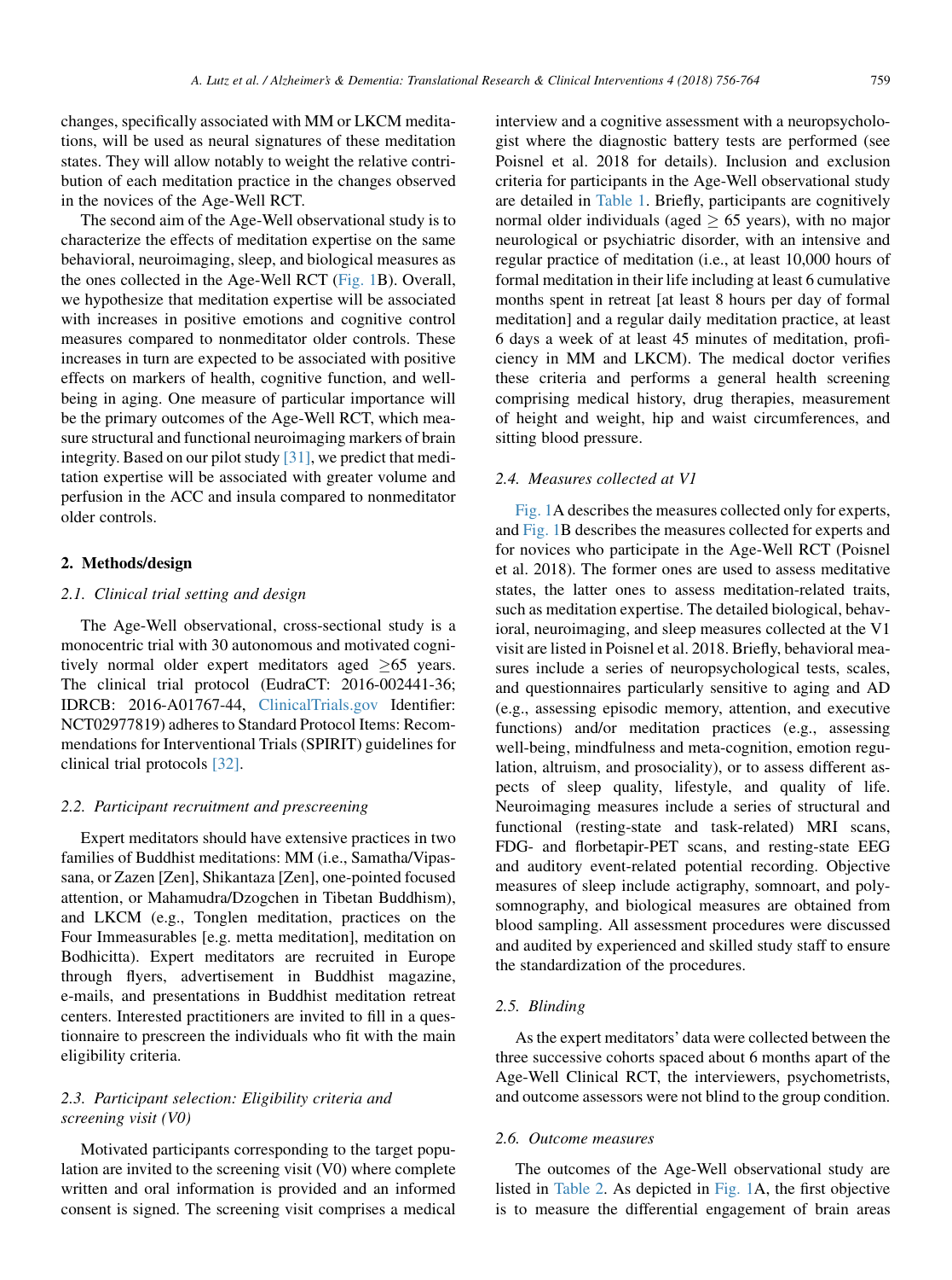changes, specifically associated with MM or LKCM meditations, will be used as neural signatures of these meditation states. They will allow notably to weight the relative contribution of each meditation practice in the changes observed in the novices of the Age-Well RCT.

The second aim of the Age-Well observational study is to characterize the effects of meditation expertise on the same behavioral, neuroimaging, sleep, and biological measures as the ones collected in the Age-Well RCT (Fig. 1B). Overall, we hypothesize that meditation expertise will be associated with increases in positive emotions and cognitive control measures compared to nonmeditator older controls. These increases in turn are expected to be associated with positive effects on markers of health, cognitive function, and well-being in aging. One measure of particular importance will be the primary outcomes of the Age-Well RCT, which measure structural and functional neuroimaging markers of brain integrity. Based on our pilot study [31], we predict that meditation expertise will be associated with greater volume and perfusion in the ACC and insula compared to nonmeditator older controls.

## 2. Methods/design

### 2.1. Clinical trial setting and design

The Age-Well observational, cross-sectional study is a monocentric trial with 30 autonomous and motivated cognitively normal older expert meditators aged ≥65 years. The clinical trial protocol (EudraCT: 2016-002441-36; IDRCB: 2016-A01767-44, ClinicalTrials.gov Identifier: NCT02977819) adheres to Standard Protocol Items: Recommendations for Interventional Trials (SPIRIT) guidelines for clinical trial protocols [32].

### 2.2. Participant recruitment and prescreening

Expert meditators should have extensive practices in two families of Buddhist meditations: MM (i.e., Samatha/Vipassana, or Zazen [Zen], Shikantaza [Zen], one-pointed focused attention, or Mahamudra/Dzogchen in Tibetan Buddhism), and LKCM (e.g., Tonglen meditation, practices on the Four Immeasurables [e.g. metta meditation], meditation on Bodhicitta). Expert meditators are recruited in Europe through flyers, advertisement in Buddhist magazine, e-mails, and presentations in Buddhist meditation retreat centers. Interested practitioners are invited to fill in a questionnaire to prescreen the individuals who fit with the main eligibility criteria.

### 2.3. Participant selection: Eligibility criteria and screening visit (V0)

Motivated participants corresponding to the target population are invited to the screening visit (V0) where complete written and oral information is provided and an informed consent is signed. The screening visit comprises a medical interview and a cognitive assessment with a neuropsychologist where the diagnostic battery tests are performed (see Poisnel et al. 2018 for details). Inclusion and exclusion criteria for participants in the Age-Well observational study are detailed in Table 1. Briefly, participants are cognitively normal older individuals (aged ≥ 65 years), with no major neurological or psychiatric disorder, with an intensive and regular practice of meditation (i.e., at least 10,000 hours of formal meditation in their life including at least 6 cumulative months spent in retreat [at least 8 hours per day of formal meditation] and a regular daily meditation practice, at least 6 days a week of at least 45 minutes of meditation, proficiency in MM and LKCM). The medical doctor verifies these criteria and performs a general health screening comprising medical history, drug therapies, measurement of height and weight, hip and waist circumferences, and sitting blood pressure.

### 2.4. Measures collected at V1

Fig. 1A describes the measures collected only for experts, and Fig. 1B describes the measures collected for experts and for novices who participate in the Age-Well RCT (Poisnel et al. 2018). The former ones are used to assess meditative states, the latter ones to assess meditation-related traits, such as meditation expertise. The detailed biological, behavioral, neuroimaging, and sleep measures collected at the V1 visit are listed in Poisnel et al. 2018. Briefly, behavioral measures include a series of neuropsychological tests, scales, and questionnaires particularly sensitive to aging and AD (e.g., assessing episodic memory, attention, and executive functions) and/or meditation practices (e.g., assessing well-being, mindfulness and meta-cognition, emotion regulation, altruism, and prosociality), or to assess different aspects of sleep quality, lifestyle, and quality of life. Neuroimaging measures include a series of structural and functional (resting-state and task-related) MRI scans, FDG- and florbetapir-PET scans, and resting-state EEG and auditory event-related potential recording. Objective measures of sleep include actigraphy, somnoart, and polysomnography, and biological measures are obtained from blood sampling. All assessment procedures were discussed and audited by experienced and skilled study staff to ensure the standardization of the procedures.

### 2.5. Blinding

As the expert meditators' data were collected between the three successive cohorts spaced about 6 months apart of the Age-Well Clinical RCT, the interviewers, psychometrists, and outcome assessors were not blind to the group condition.

### 2.6. Outcome measures

The outcomes of the Age-Well observational study are listed in Table 2. As depicted in Fig. 1A, the first objective is to measure the differential engagement of brain areas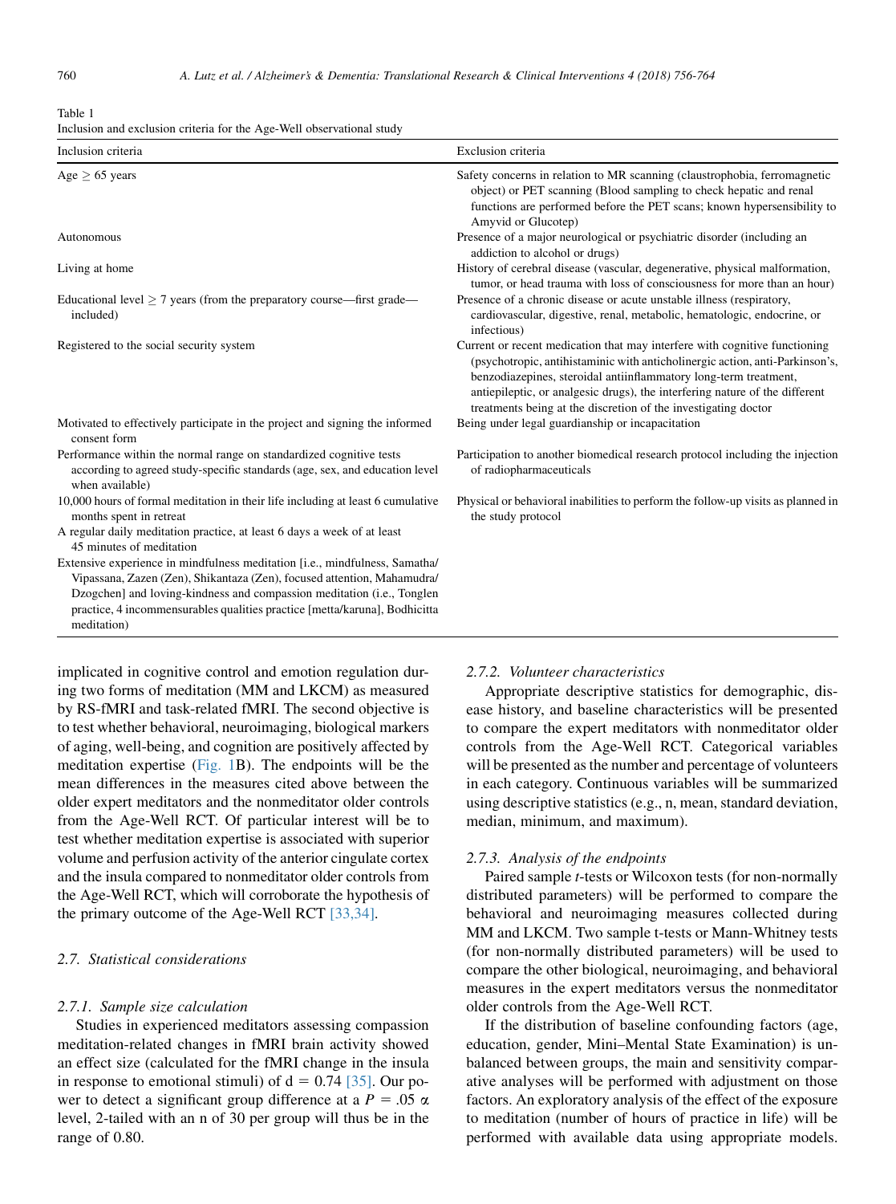Table 1
Inclusion and exclusion criteria for the Age-Well observational study

| Inclusion criteria | Exclusion criteria |
|---|---|
| Age ≥ 65 years | Safety concerns in relation to MR scanning (claustrophobia, ferromagnetic object) or PET scanning (Blood sampling to check hepatic and renal functions are performed before the PET scans; known hypersensibility to Amyvid or Glucotep) |
| Autonomous | Presence of a major neurological or psychiatric disorder (including an addiction to alcohol or drugs) |
| Living at home | History of cerebral disease (vascular, degenerative, physical malformation, tumor, or head trauma with loss of consciousness for more than an hour) |
| Educational level ≥ 7 years (from the preparatory course—first grade—included) | Presence of a chronic disease or acute unstable illness (respiratory, cardiovascular, digestive, renal, metabolic, hematologic, endocrine, or infectious) |
| Registered to the social security system | Current or recent medication that may interfere with cognitive functioning (psychotropic, antihistaminic with anticholinergic action, anti-Parkinson's, benzodiazepines, steroidal antiinflammatory long-term treatment, antiepileptic, or analgesic drugs), the interfering nature of the different treatments being at the discretion of the investigating doctor |
| Motivated to effectively participate in the project and signing the informed consent form | Being under legal guardianship or incapacitation |
| Performance within the normal range on standardized cognitive tests according to agreed study-specific standards (age, sex, and education level when available) | Participation to another biomedical research protocol including the injection of radiopharmaceuticals |
| 10,000 hours of formal meditation in their life including at least 6 cumulative months spent in retreat | Physical or behavioral inabilities to perform the follow-up visits as planned in the study protocol |
| A regular daily meditation practice, at least 6 days a week of at least 45 minutes of meditation | |
| Extensive experience in mindfulness meditation [i.e., mindfulness, Samatha/Vipassana, Zazen (Zen), Shikantaza (Zen), focused attention, Mahamudra/Dzogchen] and loving-kindness and compassion meditation (i.e., Tonglen practice, 4 incommensurables qualities practice [metta/karuna], Bodhicitta meditation) | |

implicated in cognitive control and emotion regulation during two forms of meditation (MM and LKCM) as measured by RS-fMRI and task-related fMRI. The second objective is to test whether behavioral, neuroimaging, biological markers of aging, well-being, and cognition are positively affected by meditation expertise (Fig. 1B). The endpoints will be the mean differences in the measures cited above between the older expert meditators and the nonmeditator older controls from the Age-Well RCT. Of particular interest will be to test whether meditation expertise is associated with superior volume and perfusion activity of the anterior cingulate cortex and the insula compared to nonmeditator older controls from the Age-Well RCT, which will corroborate the hypothesis of the primary outcome of the Age-Well RCT [33,34].

## 2.7. Statistical considerations

### 2.7.1. Sample size calculation

Studies in experienced meditators assessing compassion meditation-related changes in fMRI brain activity showed an effect size (calculated for the fMRI change in the insula in response to emotional stimuli) of $d = 0.74$ [35]. Our power to detect a significant group difference at a $P = .05$ $\alpha$ level, 2-tailed with an n of 30 per group will thus be in the range of 0.80.

### 2.7.2. Volunteer characteristics

Appropriate descriptive statistics for demographic, disease history, and baseline characteristics will be presented to compare the expert meditators with nonmeditator older controls from the Age-Well RCT. Categorical variables will be presented as the number and percentage of volunteers in each category. Continuous variables will be summarized using descriptive statistics (e.g., n, mean, standard deviation, median, minimum, and maximum).

### 2.7.3. Analysis of the endpoints

Paired sample *t*-tests or Wilcoxon tests (for non-normally distributed parameters) will be performed to compare the behavioral and neuroimaging measures collected during MM and LKCM. Two sample t-tests or Mann-Whitney tests (for non-normally distributed parameters) will be used to compare the other biological, neuroimaging, and behavioral measures in the expert meditators versus the nonmeditator older controls from the Age-Well RCT.

If the distribution of baseline confounding factors (age, education, gender, Mini–Mental State Examination) is unbalanced between groups, the main and sensitivity comparative analyses will be performed with adjustment on those factors. An exploratory analysis of the effect of the exposure to meditation (number of hours of practice in life) will be performed with available data using appropriate models.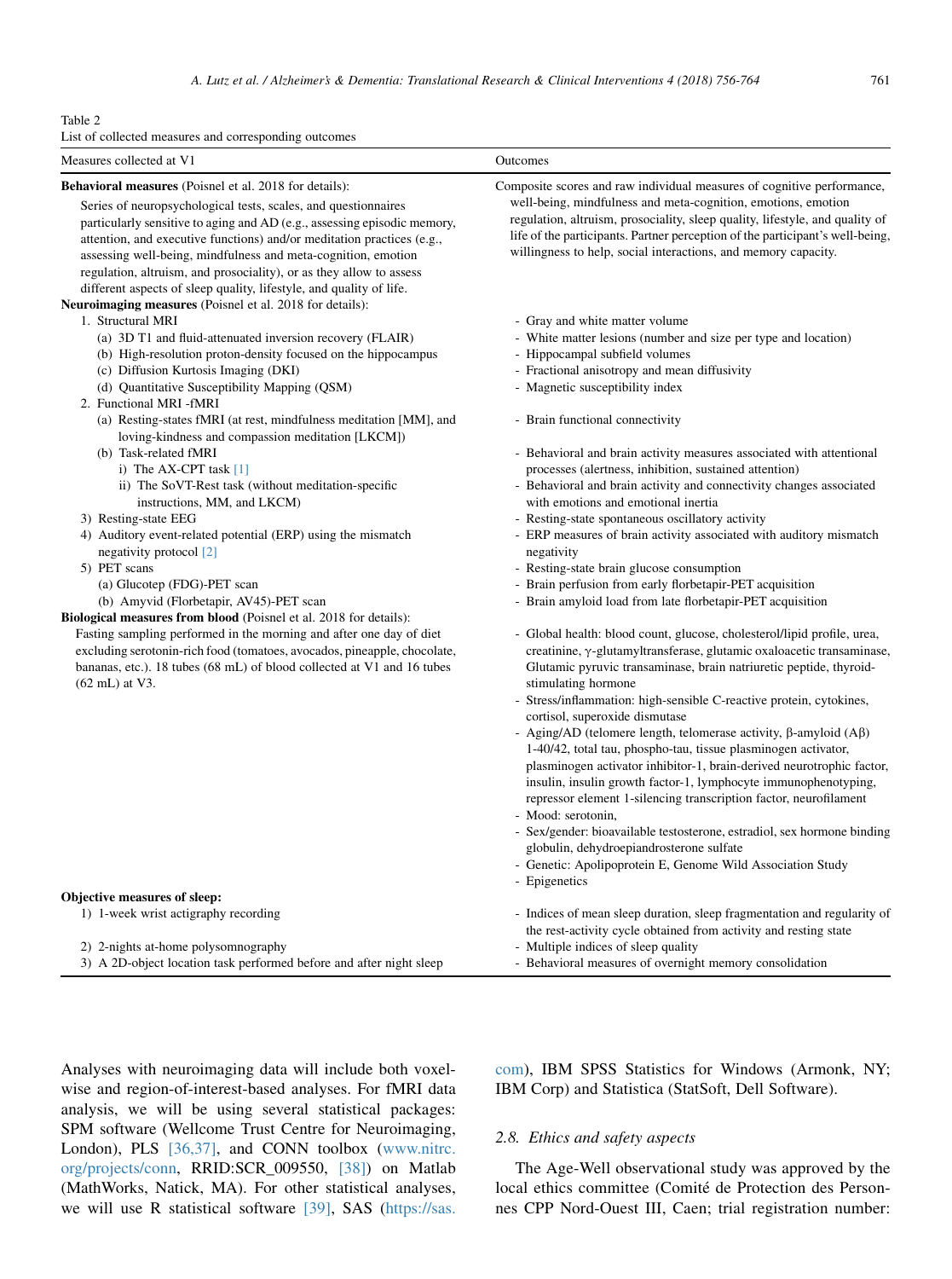Table 2
List of collected measures and corresponding outcomes

| Measures collected at V1 | Outcomes |
|---|---|
| **Behavioral measures** (Poisnel et al. 2018 for details): Series of neuropsychological tests, scales, and questionnaires particularly sensitive to aging and AD (e.g., assessing episodic memory, attention, and executive functions) and/or meditation practices (e.g., assessing well-being, mindfulness and meta-cognition, emotion regulation, altruism, and prosociality), or as they allow to assess different aspects of sleep quality, lifestyle, and quality of life. | Composite scores and raw individual measures of cognitive performance, well-being, mindfulness and meta-cognition, emotions, emotion regulation, altruism, prosociality, sleep quality, lifestyle, and quality of life of the participants. Partner perception of the participant's well-being, willingness to help, social interactions, and memory capacity. |
| **Neuroimaging measures** (Poisnel et al. 2018 for details): | |
| 1. Structural MRI | |
| (a) 3D T1 and fluid-attenuated inversion recovery (FLAIR) | - Gray and white matter volume<br>- White matter lesions (number and size per type and location) |
| (b) High-resolution proton-density focused on the hippocampus | - Hippocampal subfield volumes |
| (c) Diffusion Kurtosis Imaging (DKI) | - Fractional anisotropy and mean diffusivity |
| (d) Quantitative Susceptibility Mapping (QSM) | - Magnetic susceptibility index |
| 2. Functional MRI -fMRI | |
| (a) Resting-states fMRI (at rest, mindfulness meditation [MM], and loving-kindness and compassion meditation [LKCM]) | - Brain functional connectivity |
| (b) Task-related fMRI | |
| i) The AX-CPT task [1] | - Behavioral and brain activity measures associated with attentional processes (alertness, inhibition, sustained attention) |
| ii) The SoVT-Rest task (without meditation-specific instructions, MM, and LKCM) | - Behavioral and brain activity and connectivity changes associated with emotions and emotional inertia |
| 3) Resting-state EEG | - Resting-state spontaneous oscillatory activity |
| 4) Auditory event-related potential (ERP) using the mismatch negativity protocol [2] | - ERP measures of brain activity associated with auditory mismatch negativity |
| 5) PET scans | - Resting-state brain glucose consumption |
| (a) Glucotep (FDG)-PET scan | - Brain perfusion from early florbetapir-PET acquisition |
| (b) Amyvid (Florbetapir, AV45)-PET scan | - Brain amyloid load from late florbetapir-PET acquisition |
| **Biological measures from blood** (Poisnel et al. 2018 for details): | |
| Fasting sampling performed in the morning and after one day of diet excluding serotonin-rich food (tomatoes, avocados, pineapple, chocolate, bananas, etc.). 18 tubes (68 mL) of blood collected at V1 and 16 tubes (62 mL) at V3. | - Global health: blood count, glucose, cholesterol/lipid profile, urea, creatinine, γ-glutamyltransferase, glutamic oxaloacetic transaminase, Glutamic pyruvic transaminase, brain natriuretic peptide, thyroid-stimulating hormone<br>- Stress/inflammation: high-sensible C-reactive protein, cytokines, cortisol, superoxide dismutase<br>- Aging/AD (telomere length, telomerase activity, β-amyloid (Aβ) 1-40/42, total tau, phospho-tau, tissue plasminogen activator, plasminogen activator inhibitor-1, brain-derived neurotrophic factor, insulin, insulin growth factor-1, lymphocyte immunophenotyping, repressor element 1-silencing transcription factor, neurofilament<br>- Mood: serotonin,<br>- Sex/gender: bioavailable testosterone, estradiol, sex hormone binding globulin, dehydroepiandrosterone sulfate<br>- Genetic: Apolipoprotein E, Genome Wild Association Study<br>- Epigenetics |
| **Objective measures of sleep:** | |
| 1) 1-week wrist actigraphy recording | - Indices of mean sleep duration, sleep fragmentation and regularity of the rest-activity cycle obtained from activity and resting state |
| 2) 2-nights at-home polysomnography | - Multiple indices of sleep quality |
| 3) A 2D-object location task performed before and after night sleep | - Behavioral measures of overnight memory consolidation |

Analyses with neuroimaging data will include both voxel-wise and region-of-interest-based analyses. For fMRI data analysis, we will be using several statistical packages: SPM software (Wellcome Trust Centre for Neuroimaging, London), PLS [36,37], and CONN toolbox (www.nitrc.org/projects/conn, RRID:SCR_009550, [38]) on Matlab (MathWorks, Natick, MA). For other statistical analyses, we will use R statistical software [39], SAS (https://sas.com), IBM SPSS Statistics for Windows (Armonk, NY; IBM Corp) and Statistica (StatSoft, Dell Software).

### 2.8. Ethics and safety aspects

The Age-Well observational study was approved by the local ethics committee (Comité de Protection des Personnes CPP Nord-Ouest III, Caen; trial registration number: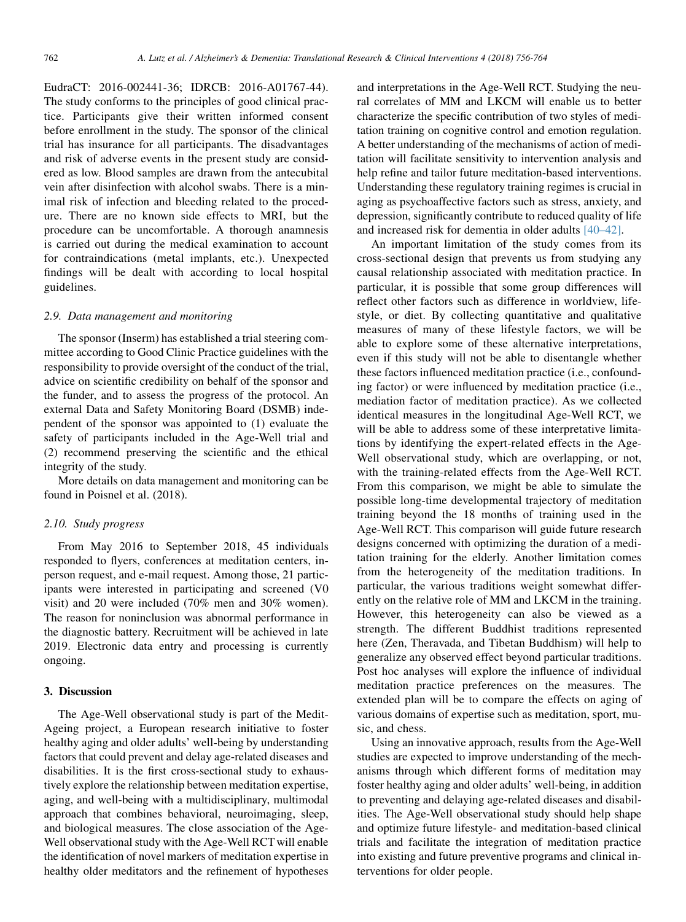EudraCT: 2016-002441-36; IDRCB: 2016-A01767-44). The study conforms to the principles of good clinical practice. Participants give their written informed consent before enrollment in the study. The sponsor of the clinical trial has insurance for all participants. The disadvantages and risk of adverse events in the present study are considered as low. Blood samples are drawn from the antecubital vein after disinfection with alcohol swabs. There is a minimal risk of infection and bleeding related to the procedure. There are no known side effects to MRI, but the procedure can be uncomfortable. A thorough anamnesis is carried out during the medical examination to account for contraindications (metal implants, etc.). Unexpected findings will be dealt with according to local hospital guidelines.

### 2.9. Data management and monitoring

The sponsor (Inserm) has established a trial steering committee according to Good Clinic Practice guidelines with the responsibility to provide oversight of the conduct of the trial, advice on scientific credibility on behalf of the sponsor and the funder, and to assess the progress of the protocol. An external Data and Safety Monitoring Board (DSMB) independent of the sponsor was appointed to (1) evaluate the safety of participants included in the Age-Well trial and (2) recommend preserving the scientific and the ethical integrity of the study.

More details on data management and monitoring can be found in Poisnel et al. (2018).

### 2.10. Study progress

From May 2016 to September 2018, 45 individuals responded to flyers, conferences at meditation centers, in-person request, and e-mail request. Among those, 21 participants were interested in participating and screened (V0 visit) and 20 were included (70% men and 30% women). The reason for noninclusion was abnormal performance in the diagnostic battery. Recruitment will be achieved in late 2019. Electronic data entry and processing is currently ongoing.

## 3. Discussion

The Age-Well observational study is part of the Medit-Ageing project, a European research initiative to foster healthy aging and older adults' well-being by understanding factors that could prevent and delay age-related diseases and disabilities. It is the first cross-sectional study to exhaustively explore the relationship between meditation expertise, aging, and well-being with a multidisciplinary, multimodal approach that combines behavioral, neuroimaging, sleep, and biological measures. The close association of the Age-Well observational study with the Age-Well RCT will enable the identification of novel markers of meditation expertise in healthy older meditators and the refinement of hypotheses and interpretations in the Age-Well RCT. Studying the neural correlates of MM and LKCM will enable us to better characterize the specific contribution of two styles of meditation training on cognitive control and emotion regulation. A better understanding of the mechanisms of action of meditation will facilitate sensitivity to intervention analysis and help refine and tailor future meditation-based interventions. Understanding these regulatory training regimes is crucial in aging as psychoaffective factors such as stress, anxiety, and depression, significantly contribute to reduced quality of life and increased risk for dementia in older adults [40–42].

An important limitation of the study comes from its cross-sectional design that prevents us from studying any causal relationship associated with meditation practice. In particular, it is possible that some group differences will reflect other factors such as difference in worldview, lifestyle, or diet. By collecting quantitative and qualitative measures of many of these lifestyle factors, we will be able to explore some of these alternative interpretations, even if this study will not be able to disentangle whether these factors influenced meditation practice (i.e., confounding factor) or were influenced by meditation practice (i.e., mediation factor of meditation practice). As we collected identical measures in the longitudinal Age-Well RCT, we will be able to address some of these interpretative limitations by identifying the expert-related effects in the Age-Well observational study, which are overlapping, or not, with the training-related effects from the Age-Well RCT. From this comparison, we might be able to simulate the possible long-time developmental trajectory of meditation training beyond the 18 months of training used in the Age-Well RCT. This comparison will guide future research designs concerned with optimizing the duration of a meditation training for the elderly. Another limitation comes from the heterogeneity of the meditation traditions. In particular, the various traditions weight somewhat differently on the relative role of MM and LKCM in the training. However, this heterogeneity can also be viewed as a strength. The different Buddhist traditions represented here (Zen, Theravada, and Tibetan Buddhism) will help to generalize any observed effect beyond particular traditions. Post hoc analyses will explore the influence of individual meditation practice preferences on the measures. The extended plan will be to compare the effects on aging of various domains of expertise such as meditation, sport, music, and chess.

Using an innovative approach, results from the Age-Well studies are expected to improve understanding of the mechanisms through which different forms of meditation may foster healthy aging and older adults' well-being, in addition to preventing and delaying age-related diseases and disabilities. The Age-Well observational study should help shape and optimize future lifestyle- and meditation-based clinical trials and facilitate the integration of meditation practice into existing and future preventive programs and clinical interventions for older people.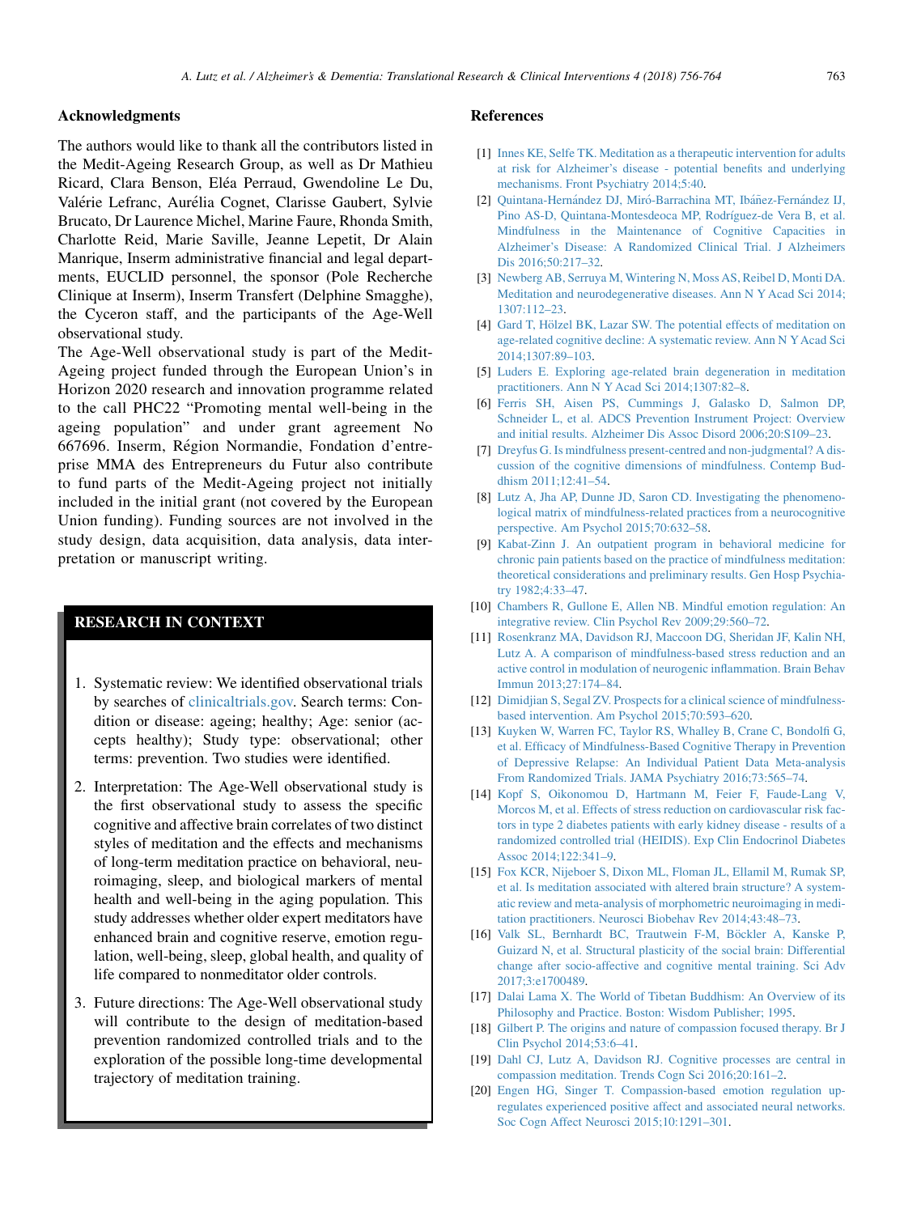## Acknowledgments

The authors would like to thank all the contributors listed in the Medit-Ageing Research Group, as well as Dr Mathieu Ricard, Clara Benson, Eléa Perraud, Gwendoline Le Du, Valérie Lefranc, Aurélia Cognet, Clarisse Gaubert, Sylvie Brucato, Dr Laurence Michel, Marine Faure, Rhonda Smith, Charlotte Reid, Marie Saville, Jeanne Lepetit, Dr Alain Manrique, Inserm administrative financial and legal departments, EUCLID personnel, the sponsor (Pole Recherche Clinique at Inserm), Inserm Transfert (Delphine Smagghe), the Cyceron staff, and the participants of the Age-Well observational study.

The Age-Well observational study is part of the Medit-Ageing project funded through the European Union's in Horizon 2020 research and innovation programme related to the call PHC22 "Promoting mental well-being in the ageing population" and under grant agreement No 667696. Inserm, Région Normandie, Fondation d'entreprise MMA des Entrepreneurs du Futur also contribute to fund parts of the Medit-Ageing project not initially included in the initial grant (not covered by the European Union funding). Funding sources are not involved in the study design, data acquisition, data analysis, data interpretation or manuscript writing.

## RESEARCH IN CONTEXT

1. Systematic review: We identified observational trials by searches of clinicaltrials.gov. Search terms: Condition or disease: ageing; healthy; Age: senior (accepts healthy); Study type: observational; other terms: prevention. Two studies were identified.
2. Interpretation: The Age-Well observational study is the first observational study to assess the specific cognitive and affective brain correlates of two distinct styles of meditation and the effects and mechanisms of long-term meditation practice on behavioral, neuroimaging, sleep, and biological markers of mental health and well-being in the aging population. This study addresses whether older expert meditators have enhanced brain and cognitive reserve, emotion regulation, well-being, sleep, global health, and quality of life compared to nonmeditator older controls.
3. Future directions: The Age-Well observational study will contribute to the design of meditation-based prevention randomized controlled trials and to the exploration of the possible long-time developmental trajectory of meditation training.

## References

[1] Innes KE, Selfe TK. Meditation as a therapeutic intervention for adults at risk for Alzheimer's disease - potential benefits and underlying mechanisms. Front Psychiatry 2014;5:40.

[2] Quintana-Hernández DJ, Miró-Barrachina MT, Ibáñez-Fernández IJ, Pino AS-D, Quintana-Montesdeoca MP, Rodríguez-de Vera B, et al. Mindfulness in the Maintenance of Cognitive Capacities in Alzheimer's Disease: A Randomized Clinical Trial. J Alzheimers Dis 2016;50:217–32.

[3] Newberg AB, Serruya M, Wintering N, Moss AS, Reibel D, Monti DA. Meditation and neurodegenerative diseases. Ann N Y Acad Sci 2014;1307:112–23.

[4] Gard T, Hölzel BK, Lazar SW. The potential effects of meditation on age-related cognitive decline: A systematic review. Ann N Y Acad Sci 2014;1307:89–103.

[5] Luders E. Exploring age-related brain degeneration in meditation practitioners. Ann N Y Acad Sci 2014;1307:82–8.

[6] Ferris SH, Aisen PS, Cummings J, Galasko D, Salmon DP, Schneider L, et al. ADCS Prevention Instrument Project: Overview and initial results. Alzheimer Dis Assoc Disord 2006;20:S109–23.

[7] Dreyfus G. Is mindfulness present-centred and non-judgmental? A discussion of the cognitive dimensions of mindfulness. Contemp Buddhism 2011;12:41–54.

[8] Lutz A, Jha AP, Dunne JD, Saron CD. Investigating the phenomenological matrix of mindfulness-related practices from a neurocognitive perspective. Am Psychol 2015;70:632–58.

[9] Kabat-Zinn J. An outpatient program in behavioral medicine for chronic pain patients based on the practice of mindfulness meditation: theoretical considerations and preliminary results. Gen Hosp Psychiatry 1982;4:33–47.

[10] Chambers R, Gullone E, Allen NB. Mindful emotion regulation: An integrative review. Clin Psychol Rev 2009;29:560–72.

[11] Rosenkranz MA, Davidson RJ, Maccoon DG, Sheridan JF, Kalin NH, Lutz A. A comparison of mindfulness-based stress reduction and an active control in modulation of neurogenic inflammation. Brain Behav Immun 2013;27:174–84.

[12] Dimidjian S, Segal ZV. Prospects for a clinical science of mindfulness-based intervention. Am Psychol 2015;70:593–620.

[13] Kuyken W, Warren FC, Taylor RS, Whalley B, Crane C, Bondolfi G, et al. Efficacy of Mindfulness-Based Cognitive Therapy in Prevention of Depressive Relapse: An Individual Patient Data Meta-analysis From Randomized Trials. JAMA Psychiatry 2016;73:565–74.

[14] Kopf S, Oikonomou D, Hartmann M, Feier F, Faude-Lang V, Morcos M, et al. Effects of stress reduction on cardiovascular risk factors in type 2 diabetes patients with early kidney disease - results of a randomized controlled trial (HEIDIS). Exp Clin Endocrinol Diabetes Assoc 2014;122:341–9.

[15] Fox KCR, Nijeboer S, Dixon ML, Floman JL, Ellamil M, Rumak SP, et al. Is meditation associated with altered brain structure? A systematic review and meta-analysis of morphometric neuroimaging in meditation practitioners. Neurosci Biobehav Rev 2014;43:48–73.

[16] Valk SL, Bernhardt BC, Trautwein F-M, Böckler A, Kanske P, Guizard N, et al. Structural plasticity of the social brain: Differential change after socio-affective and cognitive mental training. Sci Adv 2017;3:e1700489.

[17] Dalai Lama X. The World of Tibetan Buddhism: An Overview of its Philosophy and Practice. Boston: Wisdom Publisher; 1995.

[18] Gilbert P. The origins and nature of compassion focused therapy. Br J Clin Psychol 2014;53:6–41.

[19] Dahl CJ, Lutz A, Davidson RJ. Cognitive processes are central in compassion meditation. Trends Cogn Sci 2016;20:161–2.

[20] Engen HG, Singer T. Compassion-based emotion regulation upregulates experienced positive affect and associated neural networks. Soc Cogn Affect Neurosci 2015;10:1291–301.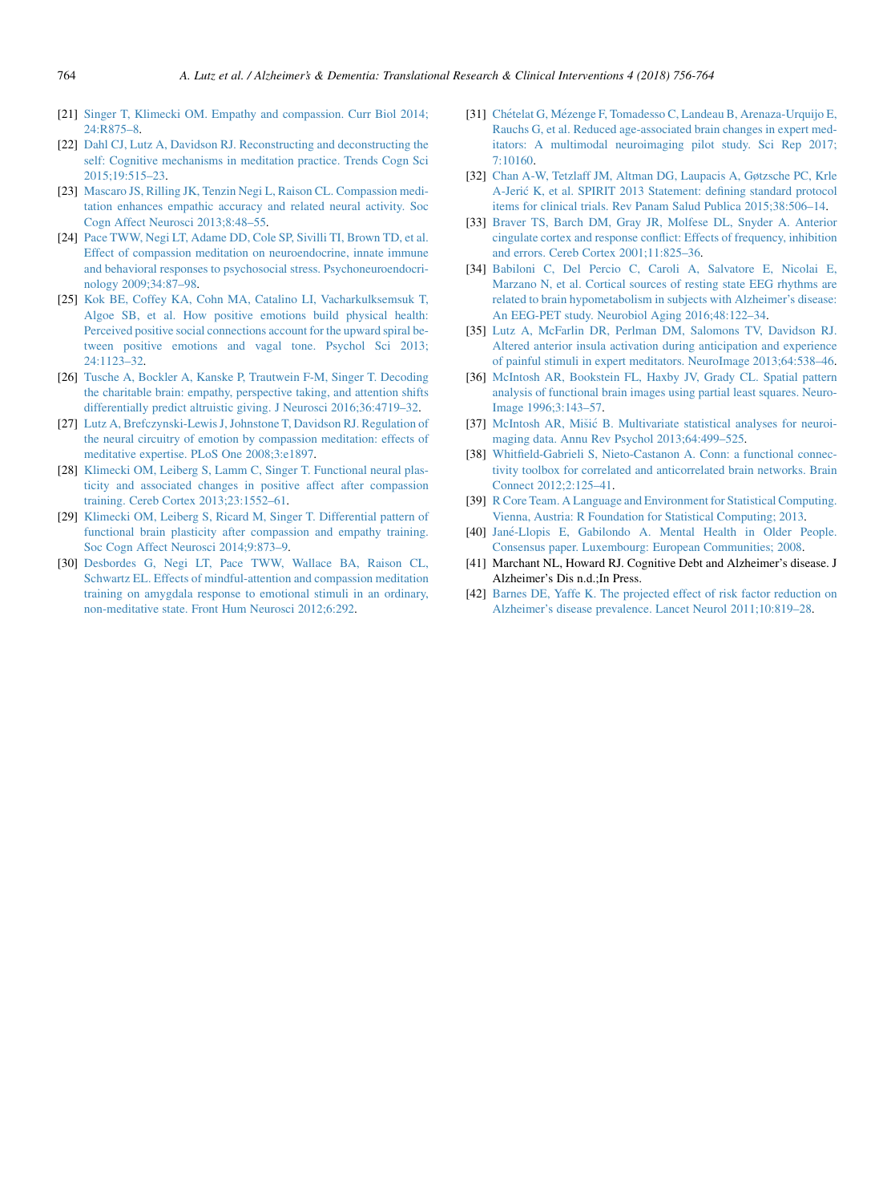[21] Singer T, Klimecki OM. Empathy and compassion. Curr Biol 2014; 24:R875–8.

[22] Dahl CJ, Lutz A, Davidson RJ. Reconstructing and deconstructing the self: Cognitive mechanisms in meditation practice. Trends Cogn Sci 2015;19:515–23.

[23] Mascaro JS, Rilling JK, Tenzin Negi L, Raison CL. Compassion meditation enhances empathic accuracy and related neural activity. Soc Cogn Affect Neurosci 2013;8:48–55.

[24] Pace TWW, Negi LT, Adame DD, Cole SP, Sivilli TI, Brown TD, et al. Effect of compassion meditation on neuroendocrine, innate immune and behavioral responses to psychosocial stress. Psychoneuroendocrinology 2009;34:87–98.

[25] Kok BE, Coffey KA, Cohn MA, Catalino LI, Vacharkulksemsuk T, Algoe SB, et al. How positive emotions build physical health: Perceived positive social connections account for the upward spiral between positive emotions and vagal tone. Psychol Sci 2013; 24:1123–32.

[26] Tusche A, Bockler A, Kanske P, Trautwein F-M, Singer T. Decoding the charitable brain: empathy, perspective taking, and attention shifts differentially predict altruistic giving. J Neurosci 2016;36:4719–32.

[27] Lutz A, Brefczynski-Lewis J, Johnstone T, Davidson RJ. Regulation of the neural circuitry of emotion by compassion meditation: effects of meditative expertise. PLoS One 2008;3:e1897.

[28] Klimecki OM, Leiberg S, Lamm C, Singer T. Functional neural plasticity and associated changes in positive affect after compassion training. Cereb Cortex 2013;23:1552–61.

[29] Klimecki OM, Leiberg S, Ricard M, Singer T. Differential pattern of functional brain plasticity after compassion and empathy training. Soc Cogn Affect Neurosci 2014;9:873–9.

[30] Desbordes G, Negi LT, Pace TWW, Wallace BA, Raison CL, Schwartz EL. Effects of mindful-attention and compassion meditation training on amygdala response to emotional stimuli in an ordinary, non-meditative state. Front Hum Neurosci 2012;6:292.

[31] Chételat G, Mézenge F, Tomadesso C, Landeau B, Arenaza-Urquijo E, Rauchs G, et al. Reduced age-associated brain changes in expert meditators: A multimodal neuroimaging pilot study. Sci Rep 2017; 7:10160.

[32] Chan A-W, Tetzlaff JM, Altman DG, Laupacis A, Gøtzsche PC, Krle A-Jerić K, et al. SPIRIT 2013 Statement: defining standard protocol items for clinical trials. Rev Panam Salud Publica 2015;38:506–14.

[33] Braver TS, Barch DM, Gray JR, Molfese DL, Snyder A. Anterior cingulate cortex and response conflict: Effects of frequency, inhibition and errors. Cereb Cortex 2001;11:825–36.

[34] Babiloni C, Del Percio C, Caroli A, Salvatore E, Nicolai E, Marzano N, et al. Cortical sources of resting state EEG rhythms are related to brain hypometabolism in subjects with Alzheimer's disease: An EEG-PET study. Neurobiol Aging 2016;48:122–34.

[35] Lutz A, McFarlin DR, Perlman DM, Salomons TV, Davidson RJ. Altered anterior insula activation during anticipation and experience of painful stimuli in expert meditators. NeuroImage 2013;64:538–46.

[36] McIntosh AR, Bookstein FL, Haxby JV, Grady CL. Spatial pattern analysis of functional brain images using partial least squares. NeuroImage 1996;3:143–57.

[37] McIntosh AR, Mišić B. Multivariate statistical analyses for neuroimaging data. Annu Rev Psychol 2013;64:499–525.

[38] Whitfield-Gabrieli S, Nieto-Castanon A. Conn: a functional connectivity toolbox for correlated and anticorrelated brain networks. Brain Connect 2012;2:125–41.

[39] R Core Team. A Language and Environment for Statistical Computing. Vienna, Austria: R Foundation for Statistical Computing; 2013.

[40] Jané-Llopis E, Gabilondo A. Mental Health in Older People. Consensus paper. Luxembourg: European Communities; 2008.

[41] Marchant NL, Howard RJ. Cognitive Debt and Alzheimer's disease. J Alzheimer's Dis n.d.;In Press.

[42] Barnes DE, Yaffe K. The projected effect of risk factor reduction on Alzheimer's disease prevalence. Lancet Neurol 2011;10:819–28.